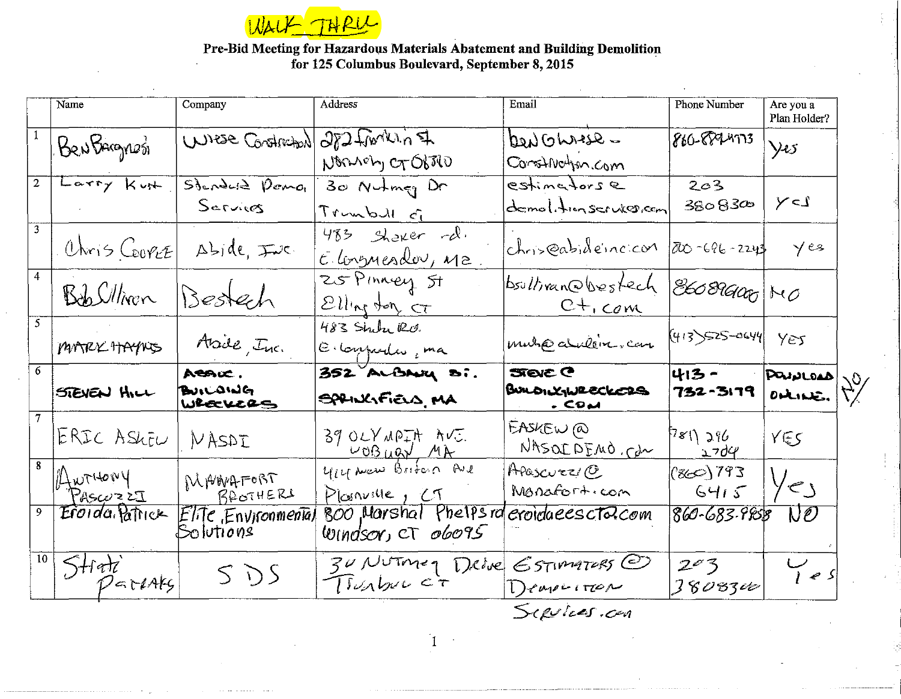WALK THRU

**Pre-Bid Meeting for Hazardous Materials Abatement and Building Demolition for 125 Columbus Boulevard, September 8, 2015**

| | Name | Company | Address | Email | Phone Number | Are you a Plan Holder? |
|---|---|---|---|---|---|---|
| 1 | Ben Bragnosi | Wiese Construction | 282 Franklin St Norwich CT 06360 | ben@wiese-construction.com | 860-889-4773 | Yes |
| 2 | Larry Kurt | Standard Demo. Services | 30 Nutmeg Dr Trumbull CT | estimators@demolitionservices.com | 203 3808300 | Yes |
| 3 | Chris Cooper | Abide, Inc. | 483 Shaker rd. E. Longmeadow, MA | chris@abideinc.com | 800-696-2243 | Yes |
| 4 | Bob Sullivan | Bestech | 25 Pinney St Ellington CT | bsullivan@bestech ct.com | 8608969000 | No |
| 5 | MARK HAYNES | Abide, Inc. | 483 Shaker Rd. E. Longmeadow, ma | mark@abideinc.com | (413)525-0644 | Yes |
| 6 | STEVEN HILL | ABACUS BUILDING WRECKERS | 352 ALBANY ST. SPRINGFIELD, MA | STEVE@BUILDINGWRECKERS.COM | 413-732-3179 | DOWNLOAD ONLINE. NO |
| 7 | ERIC ASKEW | NASDI | 39 OLYMPIA AVE. WOBURN MA | EASKEW@NASDIDEMO.com | 781 296 2704 | YES |
| 8 | Anthony Pascuzzi | MANAFORT BROTHERS | 414 New Britain Ave Plainville, CT | Apascuzzi@Manafort.com | (860) 793 6415 | Yes |
| 9 | Eroida Patrick | Elite Environmental Solutions | 800 Marshal Phelps rd Windsor, CT 06095 | eroidaeesct@.com | 860-683-9858 | NO |
| 10 | Strati Pamakis | SDS | 30 Nutmeg Drive Trumbull CT | ESTIMATORS@DemolitionServices.com | 203 3808300 | Yes |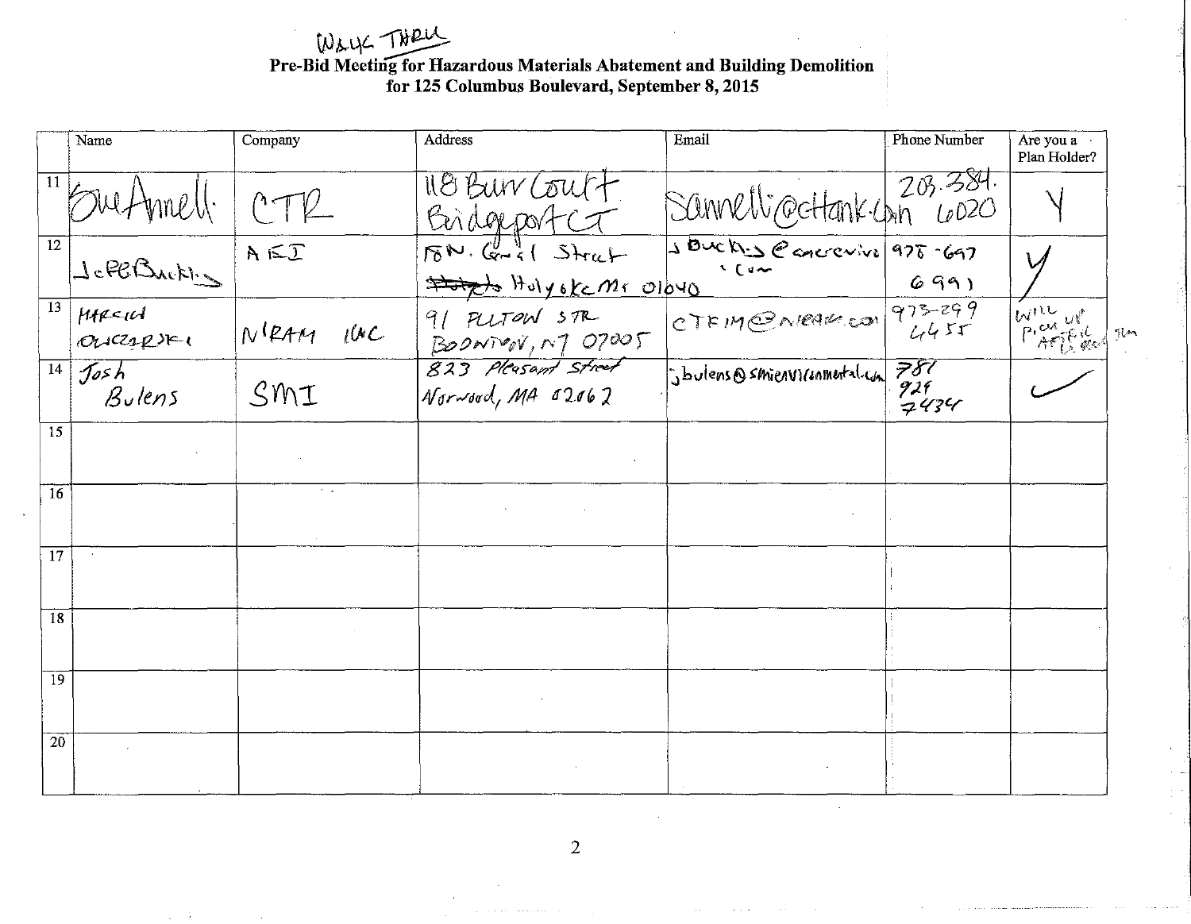WALK THRU

# Pre-Bid Meeting for Hazardous Materials Abatement and Building Demolition for 125 Columbus Boulevard, September 8, 2015

| | Name | Company | Address | Email | Phone Number | Are you a Plan Holder? |
|---|---|---|---|---|---|---|
| 11 | Sue Annelli | CTR | 118 Burr Court Bridgeport CT | Sannelli@cttank.com | 203.384.6020 | Y |
| 12 | Jeff Buckley | AEI | 70 N. Canal Street ~~Holyoke~~ Holyoke MA 01040 | JBuckley@aeiservice.com | 978-697-6991 | Y |
| 13 | Marcin Ouczarski | NRAM INC | 91 Fulton Str Boonton, NJ 07005 | CTFIM@NRAM.COM | 973-299 4455 | Will pick up after the walkthrough |
| 14 | Josh Bulens | SMI | 823 Pleasant Street Norwood, MA 02062 | jbulens@smienvironmental.com | 781 929 7434 | ✓ |
| 15 | | | | | | |
| 16 | | | | | | |
| 17 | | | | | | |
| 18 | | | | | | |
| 19 | | | | | | |
| 20 | | | | | | |